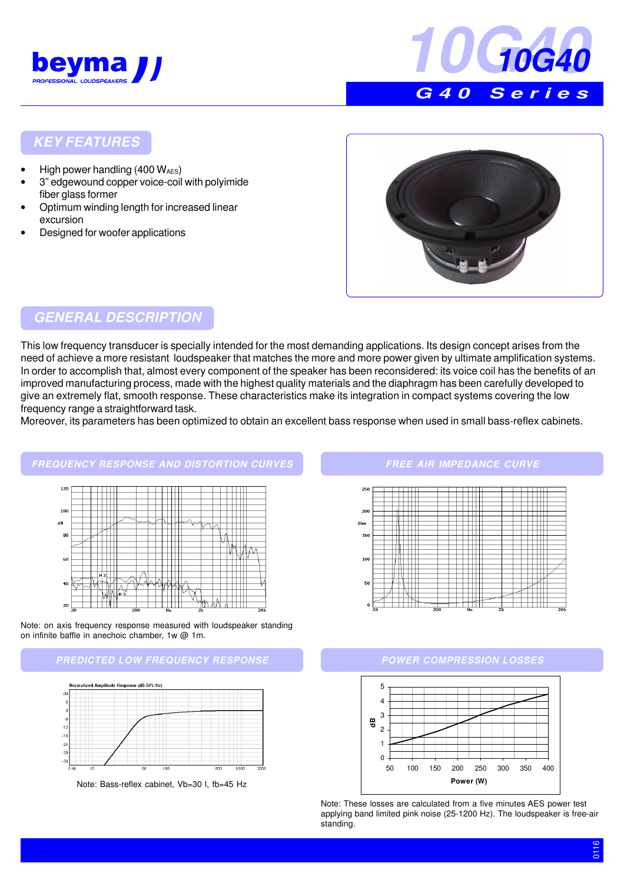# 10G40

## G40 Series

## KEY FEATURES

- High power handling (400 $W_{AES}$)
- 3" edgewound copper voice-coil with polyimide fiber glass former
- Optimum winding length for increased linear excursion
- Designed for woofer applications

## GENERAL DESCRIPTION

This low frequency transducer is specially intended for the most demanding applications. Its design concept arises from the need of achieve a more resistant loudspeaker that matches the more and more power given by ultimate amplification systems. In order to accomplish that, almost every component of the speaker has been reconsidered: its voice coil has the benefits of an improved manufacturing process, made with the highest quality materials and the diaphragm has been carefully developed to give an extremely flat, smooth response. These characteristics make its integration in compact systems covering the low frequency range a straightforward task.
Moreover, its parameters has been optimized to obtain an excellent bass response when used in small bass-reflex cabinets.

## FREQUENCY RESPONSE AND DISTORTION CURVES

Note: on axis frequency response measured with loudspeaker standing on infinite baffle in anechoic chamber, 1w @ 1m.

## FREE AIR IMPEDANCE CURVE

## PREDICTED LOW FREQUENCY RESPONSE

Note: Bass-reflex cabinet, Vb=30 l, fb=45 Hz

## POWER COMPRESSION LOSSES

Note: These losses are calculated from a five minutes AES power test applying band limited pink noise (25-1200 Hz). The loudspeaker is free-air standing.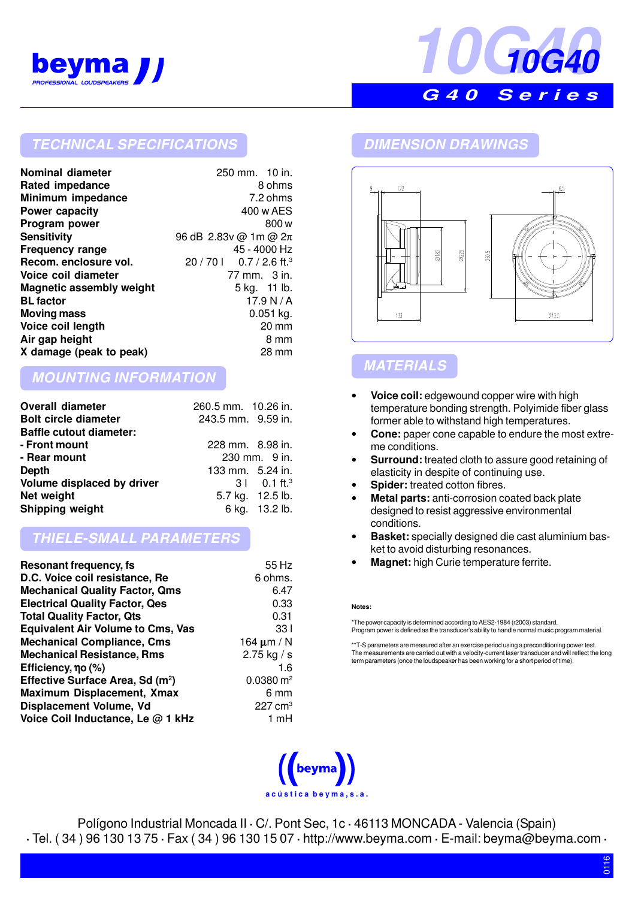beyma
PROFESSIONAL LOUDSPEAKERS

# 10G40

## G40 Series

## TECHNICAL SPECIFICATIONS

| | |
|---|---|
| **Nominal diameter** | 250 mm. 10 in. |
| **Rated impedance** | 8 ohms |
| **Minimum impedance** | 7.2 ohms |
| **Power capacity** | 400 w AES |
| **Program power** | 800 w |
| **Sensitivity** | 96 dB 2.83v @ 1m @ 2π |
| **Frequency range** | 45 - 4000 Hz |
| **Recom. enclosure vol.** | 20 / 70 l 0.7 / 2.6 ft.³ |
| **Voice coil diameter** | 77 mm. 3 in. |
| **Magnetic assembly weight** | 5 kg. 11 lb. |
| **BL factor** | 17.9 N / A |
| **Moving mass** | 0.051 kg. |
| **Voice coil length** | 20 mm |
| **Air gap height** | 8 mm |
| **X damage (peak to peak)** | 28 mm |

## MOUNTING INFORMATION

| | |
|---|---|
| **Overall diameter** | 260.5 mm. 10.26 in. |
| **Bolt circle diameter** | 243.5 mm. 9.59 in. |
| **Baffle cutout diameter:** | |
| **- Front mount** | 228 mm. 8.98 in. |
| **- Rear mount** | 230 mm. 9 in. |
| **Depth** | 133 mm. 5.24 in. |
| **Volume displaced by driver** | 3 l 0.1 ft.³ |
| **Net weight** | 5.7 kg. 12.5 lb. |
| **Shipping weight** | 6 kg. 13.2 lb. |

## THIELE-SMALL PARAMETERS

| | |
|---|---|
| **Resonant frequency, fs** | 55 Hz |
| **D.C. Voice coil resistance, Re** | 6 ohms. |
| **Mechanical Quality Factor, Qms** | 6.47 |
| **Electrical Quality Factor, Qes** | 0.33 |
| **Total Quality Factor, Qts** | 0.31 |
| **Equivalent Air Volume to Cms, Vas** | 33 l |
| **Mechanical Compliance, Cms** | 164 µm / N |
| **Mechanical Resistance, Rms** | 2.75 kg / s |
| **Efficiency, ηo (%)** | 1.6 |
| **Effective Surface Area, Sd (m²)** | 0.0380 m² |
| **Maximum Displacement, Xmax** | 6 mm |
| **Displacement Volume, Vd** | 227 cm³ |
| **Voice Coil Inductance, Le @ 1 kHz** | 1 mH |

## DIMENSION DRAWINGS

9
122
6.5
Ø180
Ø228
260.5
133
243.5

## MATERIALS

- **Voice coil:** edgewound copper wire with high temperature bonding strength. Polyimide fiber glass former able to withstand high temperatures.
- **Cone:** paper cone capable to endure the most extreme conditions.
- **Surround:** treated cloth to assure good retaining of elasticity in despite of continuing use.
- **Spider:** treated cotton fibres.
- **Metal parts:** anti-corrosion coated back plate designed to resist aggressive environmental conditions.
- **Basket:** specially designed die cast aluminium basket to avoid disturbing resonances.
- **Magnet:** high Curie temperature ferrite.

**Notes:**

*The power capacity is determined according to AES2-1984 (r2003) standard.
Program power is defined as the transducer's ability to handle normal music program material.

**T-S parameters are measured after an exercise period using a preconditioning power test.
The measurements are carried out with a velocity-current laser transducer and will reflect the long term parameters (once the loudspeaker has been working for a short period of time).

beyma
acústica beyma, s.a.

Polígono Industrial Moncada II · C/. Pont Sec, 1c · 46113 MONCADA - Valencia (Spain)
· Tel. ( 34 ) 96 130 13 75 · Fax ( 34 ) 96 130 15 07 · http://www.beyma.com · E-mail: beyma@beyma.com ·

0116